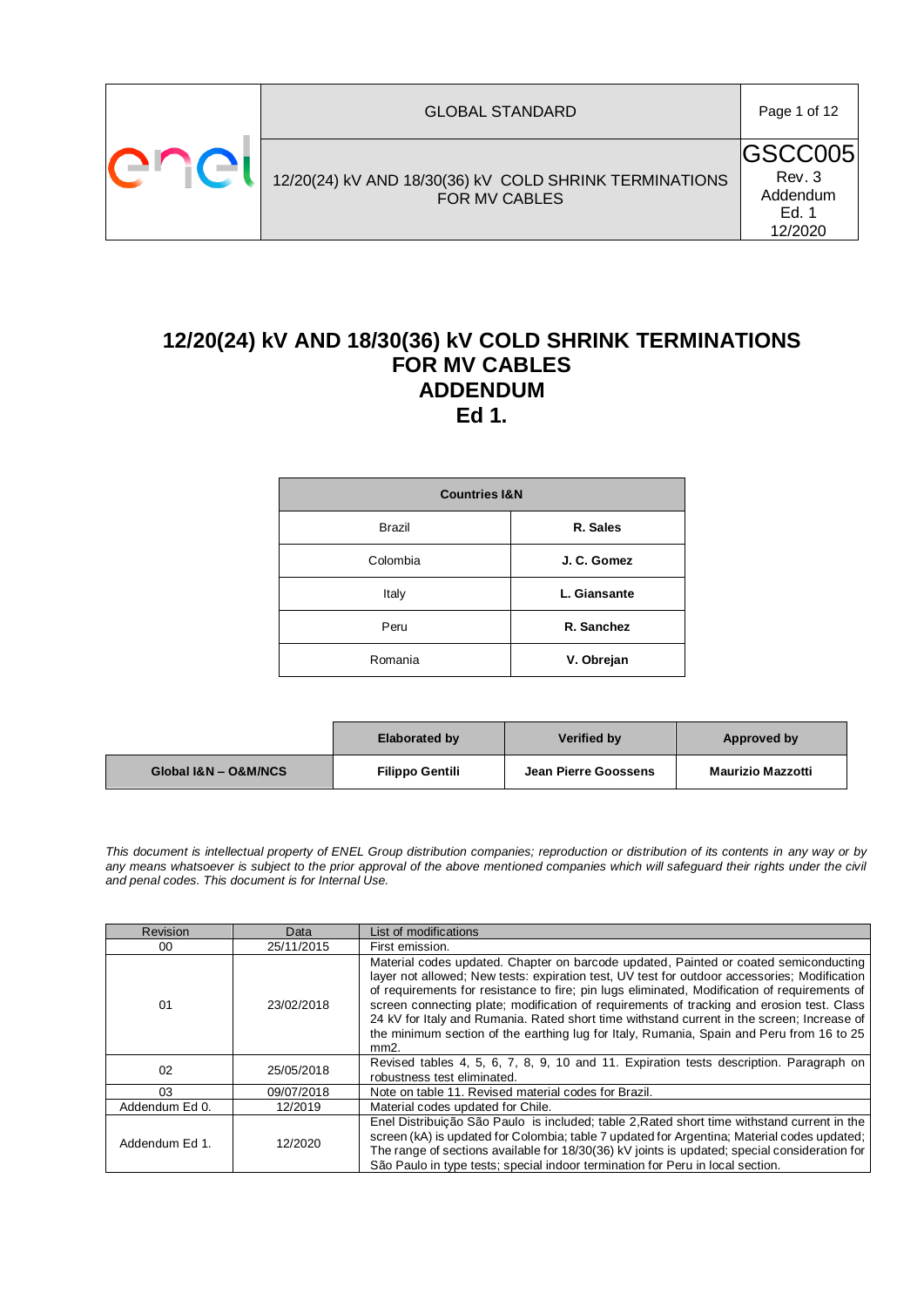| | GLOBAL STANDARD | Page 1 of 12 |
|---|---|---|
| enel | 12/20(24) kV AND 18/30(36) kV COLD SHRINK TERMINATIONS FOR MV CABLES | GSCC005 Rev. 3 Addendum Ed. 1 12/2020 |

# 12/20(24) kV AND 18/30(36) kV COLD SHRINK TERMINATIONS FOR MV CABLES ADDENDUM Ed 1.

| Countries I&N | |
|---|---|
| Brazil | **R. Sales** |
| Colombia | **J. C. Gomez** |
| Italy | **L. Giansante** |
| Peru | **R. Sanchez** |
| Romania | **V. Obrejan** |

| | Elaborated by | Verified by | Approved by |
|---|---|---|---|
| **Global I&N – O&M/NCS** | **Filippo Gentili** | **Jean Pierre Goossens** | **Maurizio Mazzotti** |

*This document is intellectual property of ENEL Group distribution companies; reproduction or distribution of its contents in any way or by any means whatsoever is subject to the prior approval of the above mentioned companies which will safeguard their rights under the civil and penal codes. This document is for Internal Use.*

| Revision | Data | List of modifications |
|---|---|---|
| 00 | 25/11/2015 | First emission. |
| 01 | 23/02/2018 | Material codes updated. Chapter on barcode updated, Painted or coated semiconducting layer not allowed; New tests: expiration test, UV test for outdoor accessories; Modification of requirements for resistance to fire; pin lugs eliminated, Modification of requirements of screen connecting plate; modification of requirements of tracking and erosion test. Class 24 kV for Italy and Rumania. Rated short time withstand current in the screen; Increase of the minimum section of the earthing lug for Italy, Rumania, Spain and Peru from 16 to 25 mm2. |
| 02 | 25/05/2018 | Revised tables 4, 5, 6, 7, 8, 9, 10 and 11. Expiration tests description. Paragraph on robustness test eliminated. |
| 03 | 09/07/2018 | Note on table 11. Revised material codes for Brazil. |
| Addendum Ed 0. | 12/2019 | Material codes updated for Chile. |
| Addendum Ed 1. | 12/2020 | Enel Distribuição São Paulo is included; table 2,Rated short time withstand current in the screen (kA) is updated for Colombia; table 7 updated for Argentina; Material codes updated; The range of sections available for 18/30(36) kV joints is updated; special consideration for São Paulo in type tests; special indoor termination for Peru in local section. |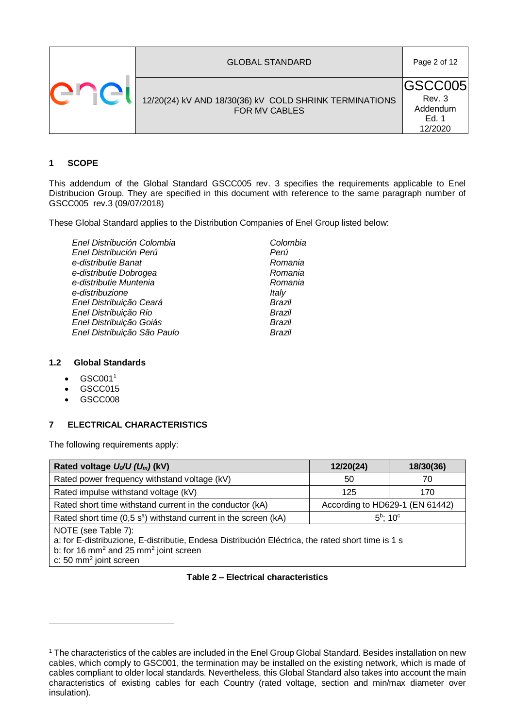## 1 SCOPE

This addendum of the Global Standard GSCC005 rev. 3 specifies the requirements applicable to Enel Distribucion Group. They are specified in this document with reference to the same paragraph number of GSCC005 rev.3 (09/07/2018)

These Global Standard applies to the Distribution Companies of Enel Group listed below:

| | |
|---|---|
| *Enel Distribución Colombia* | *Colombia* |
| *Enel Distribución Perú* | *Perú* |
| *e-distributie Banat* | *Romania* |
| *e-distributie Dobrogea* | *Romania* |
| *e-distributie Muntenia* | *Romania* |
| *e-distribuzione* | *Italy* |
| *Enel Distribuição Ceará* | *Brazil* |
| *Enel Distribuição Rio* | *Brazil* |
| *Enel Distribuição Goiás* | *Brazil* |
| *Enel Distribuição São Paulo* | *Brazil* |

### 1.2 Global Standards

- GSC001[1]
- GSCC015
- GSCC008

## 7 ELECTRICAL CHARACTERISTICS

The following requirements apply:

| **Rated voltage $U_0/U$ ($U_m$) (kV)** | **12/20(24)** | **18/30(36)** |
|---|---|---|
| Rated power frequency withstand voltage (kV) | 50 | 70 |
| Rated impulse withstand voltage (kV) | 125 | 170 |
| Rated short time withstand current in the conductor (kA) | According to HD629-1 (EN 61442) | |
| Rated short time (0,5 s[a]) withstand current in the screen (kA) | 5[b]; 10[c] | |
| NOTE (see Table 7):<br>a: for E-distribuzione, E-distributie, Endesa Distribución Eléctrica, the rated short time is 1 s<br>b: for 16 mm² and 25 mm² joint screen<br>c: 50 mm² joint screen | | |

**Table 2 – Electrical characteristics**

---

[1] The characteristics of the cables are included in the Enel Group Global Standard. Besides installation on new cables, which comply to GSC001, the termination may be installed on the existing network, which is made of cables compliant to older local standards. Nevertheless, this Global Standard also takes into account the main characteristics of existing cables for each Country (rated voltage, section and min/max diameter over insulation).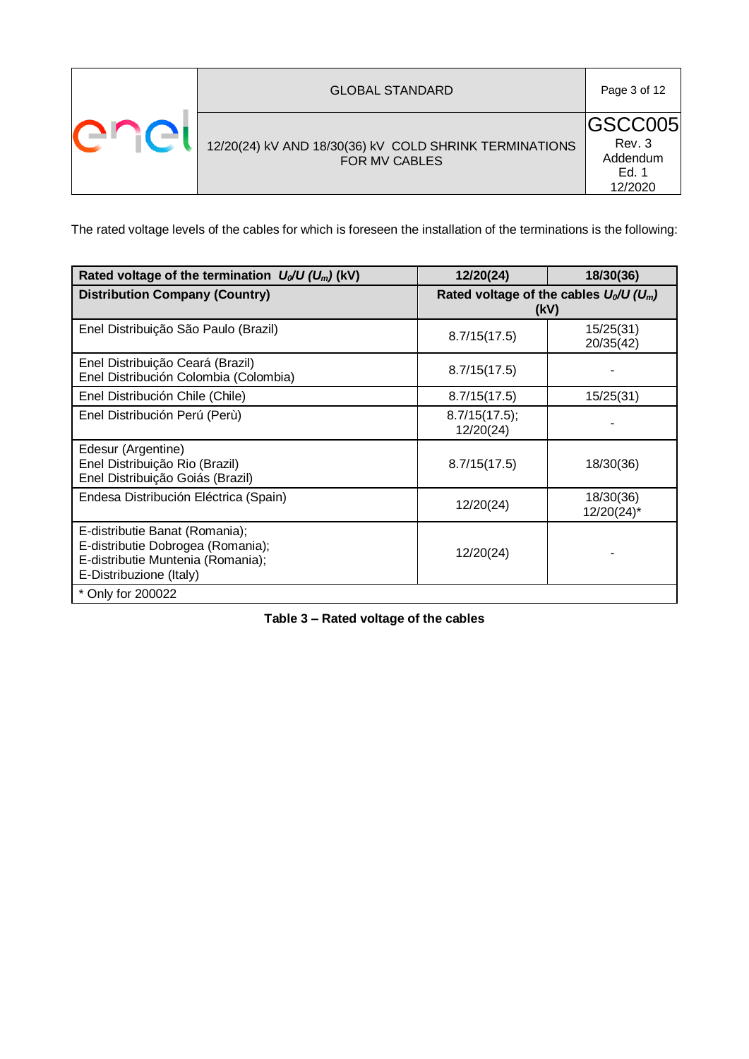The rated voltage levels of the cables for which is foreseen the installation of the terminations is the following:

| Rated voltage of the termination $U_0/U$ ($U_m$) (kV) | 12/20(24) | 18/30(36) |
|---|---|---|
| **Distribution Company (Country)** | **Rated voltage of the cables $U_0/U$ ($U_m$) (kV)** | |
| Enel Distribuição São Paulo (Brazil) | 8.7/15(17.5) | 15/25(31)<br>20/35(42) |
| Enel Distribuição Ceará (Brazil)<br>Enel Distribución Colombia (Colombia) | 8.7/15(17.5) | - |
| Enel Distribución Chile (Chile) | 8.7/15(17.5) | 15/25(31) |
| Enel Distribución Perú (Perù) | 8.7/15(17.5);<br>12/20(24) | - |
| Edesur (Argentine)<br>Enel Distribuição Rio (Brazil)<br>Enel Distribuição Goiás (Brazil) | 8.7/15(17.5) | 18/30(36) |
| Endesa Distribución Eléctrica (Spain) | 12/20(24) | 18/30(36)<br>12/20(24)* |
| E-distributie Banat (Romania);<br>E-distributie Dobrogea (Romania);<br>E-distributie Muntenia (Romania);<br>E-Distribuzione (Italy) | 12/20(24) | - |

\* Only for 200022

**Table 3 – Rated voltage of the cables**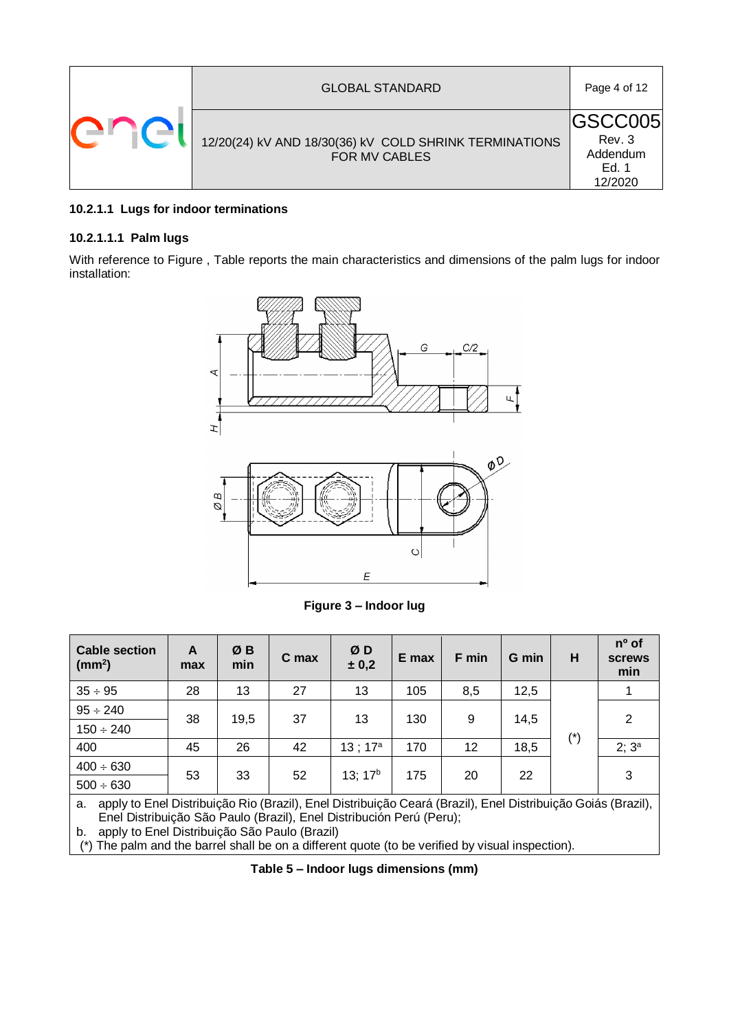#### 10.2.1.1 Lugs for indoor terminations

##### 10.2.1.1.1 Palm lugs

With reference to Figure , Table reports the main characteristics and dimensions of the palm lugs for indoor installation:

Figure 3 – Indoor lug

| Cable section (mm²) | A max | Ø B min | C max | Ø D ± 0,2 | E max | F min | G min | H | nº of screws min |
|---|---|---|---|---|---|---|---|---|---|
| 35 ÷ 95 | 28 | 13 | 27 | 13 | 105 | 8,5 | 12,5 | (*) | 1 |
| 95 ÷ 240 | 38 | 19,5 | 37 | 13 | 130 | 9 | 14,5 | | 2 |
| 150 ÷ 240 | | | | | | | | | |
| 400 | 45 | 26 | 42 | 13 ; 17[a] | 170 | 12 | 18,5 | | 2; 3[a] |
| 400 ÷ 630 | 53 | 33 | 52 | 13; 17[b] | 175 | 20 | 22 | | 3 |
| 500 ÷ 630 | | | | | | | | | |

a. apply to Enel Distribuição Rio (Brazil), Enel Distribuição Ceará (Brazil), Enel Distribuição Goiás (Brazil), Enel Distribuição São Paulo (Brazil), Enel Distribución Perú (Peru);
b. apply to Enel Distribuição São Paulo (Brazil)
(*) The palm and the barrel shall be on a different quote (to be verified by visual inspection).

Table 5 – Indoor lugs dimensions (mm)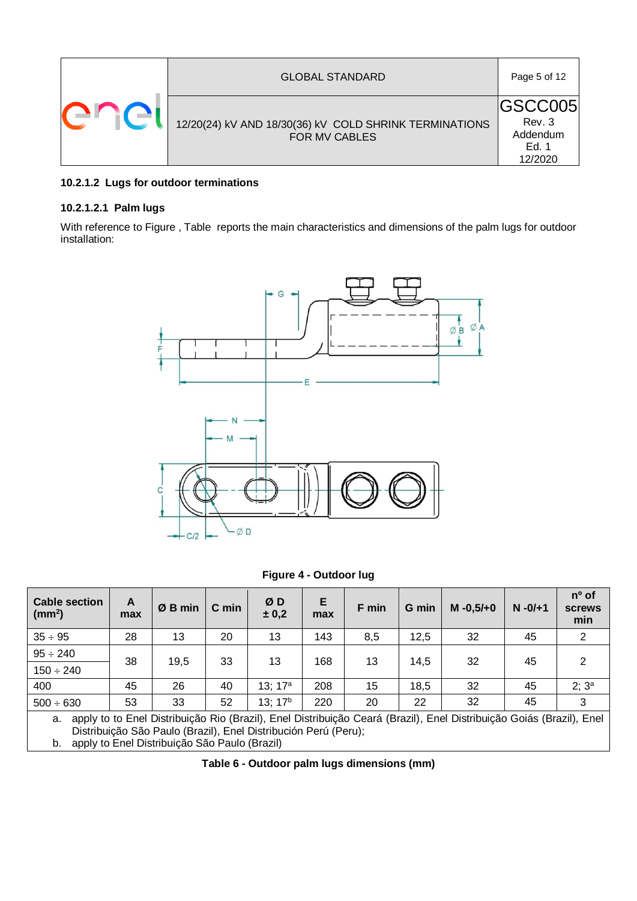#### 10.2.1.2 Lugs for outdoor terminations

##### 10.2.1.2.1 Palm lugs

With reference to Figure , Table  reports the main characteristics and dimensions of the palm lugs for outdoor installation:

**Figure 4 - Outdoor lug**

| Cable section ($mm^2$) | A max | Ø B min | C min | Ø D ± 0,2 | E max | F min | G min | M -0,5/+0 | N -0/+1 | nº of screws min |
|---|---|---|---|---|---|---|---|---|---|---|
| 35 ÷ 95 | 28 | 13 | 20 | 13 | 143 | 8,5 | 12,5 | 32 | 45 | 2 |
| 95 ÷ 240 | 38 | 19,5 | 33 | 13 | 168 | 13 | 14,5 | 32 | 45 | 2 |
| 150 ÷ 240 | | | | | | | | | | |
| 400 | 45 | 26 | 40 | 13; 17[a] | 208 | 15 | 18,5 | 32 | 45 | 2; 3[a] |
| 500 ÷ 630 | 53 | 33 | 52 | 13; 17[b] | 220 | 20 | 22 | 32 | 45 | 3 |

a. apply to to Enel Distribuição Rio (Brazil), Enel Distribuição Ceará (Brazil), Enel Distribuição Goiás (Brazil), Enel Distribuição São Paulo (Brazil), Enel Distribución Perú (Peru);
b. apply to Enel Distribuição São Paulo (Brazil)

**Table 6 - Outdoor palm lugs dimensions (mm)**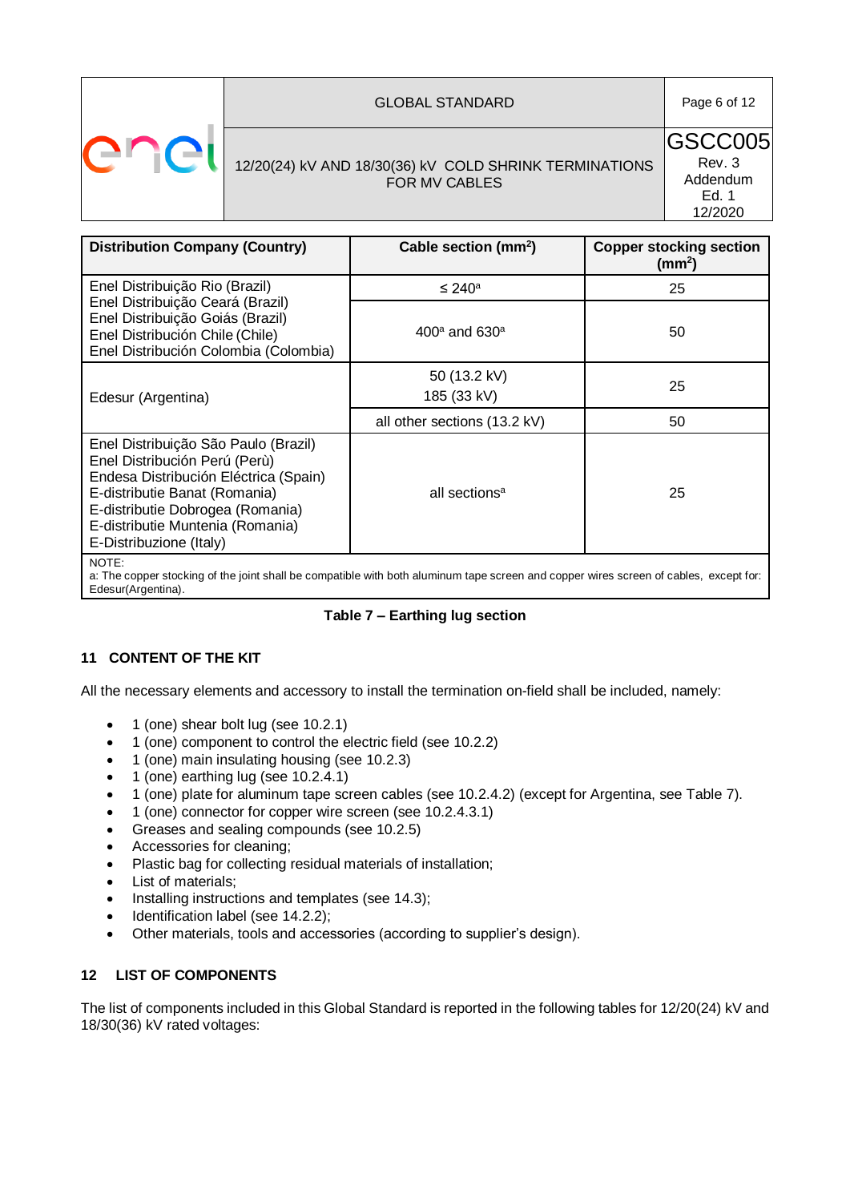| Distribution Company (Country) | Cable section (mm$^2$) | Copper stocking section (mm$^2$) |
|---|---|---|
| Enel Distribuição Rio (Brazil)<br>Enel Distribuição Ceará (Brazil)<br>Enel Distribuição Goiás (Brazil)<br>Enel Distribución Chile (Chile)<br>Enel Distribución Colombia (Colombia) | ≤ 240[a] | 25 |
| | 400[a] and 630[a] | 50 |
| Edesur (Argentina) | 50 (13.2 kV)<br>185 (33 kV) | 25 |
| | all other sections (13.2 kV) | 50 |
| Enel Distribuição São Paulo (Brazil)<br>Enel Distribución Perú (Perù)<br>Endesa Distribución Eléctrica (Spain)<br>E-distributie Banat (Romania)<br>E-distributie Dobrogea (Romania)<br>E-distributie Muntenia (Romania)<br>E-Distribuzione (Italy) | all sections[a] | 25 |

NOTE:
a: The copper stocking of the joint shall be compatible with both aluminum tape screen and copper wires screen of cables, except for: Edesur(Argentina).

**Table 7 – Earthing lug section**

## 11 CONTENT OF THE KIT

All the necessary elements and accessory to install the termination on-field shall be included, namely:

- 1 (one) shear bolt lug (see 10.2.1)
- 1 (one) component to control the electric field (see 10.2.2)
- 1 (one) main insulating housing (see 10.2.3)
- 1 (one) earthing lug (see 10.2.4.1)
- 1 (one) plate for aluminum tape screen cables (see 10.2.4.2) (except for Argentina, see Table 7).
- 1 (one) connector for copper wire screen (see 10.2.4.3.1)
- Greases and sealing compounds (see 10.2.5)
- Accessories for cleaning;
- Plastic bag for collecting residual materials of installation;
- List of materials;
- Installing instructions and templates (see 14.3);
- Identification label (see 14.2.2);
- Other materials, tools and accessories (according to supplier's design).

## 12 LIST OF COMPONENTS

The list of components included in this Global Standard is reported in the following tables for 12/20(24) kV and 18/30(36) kV rated voltages: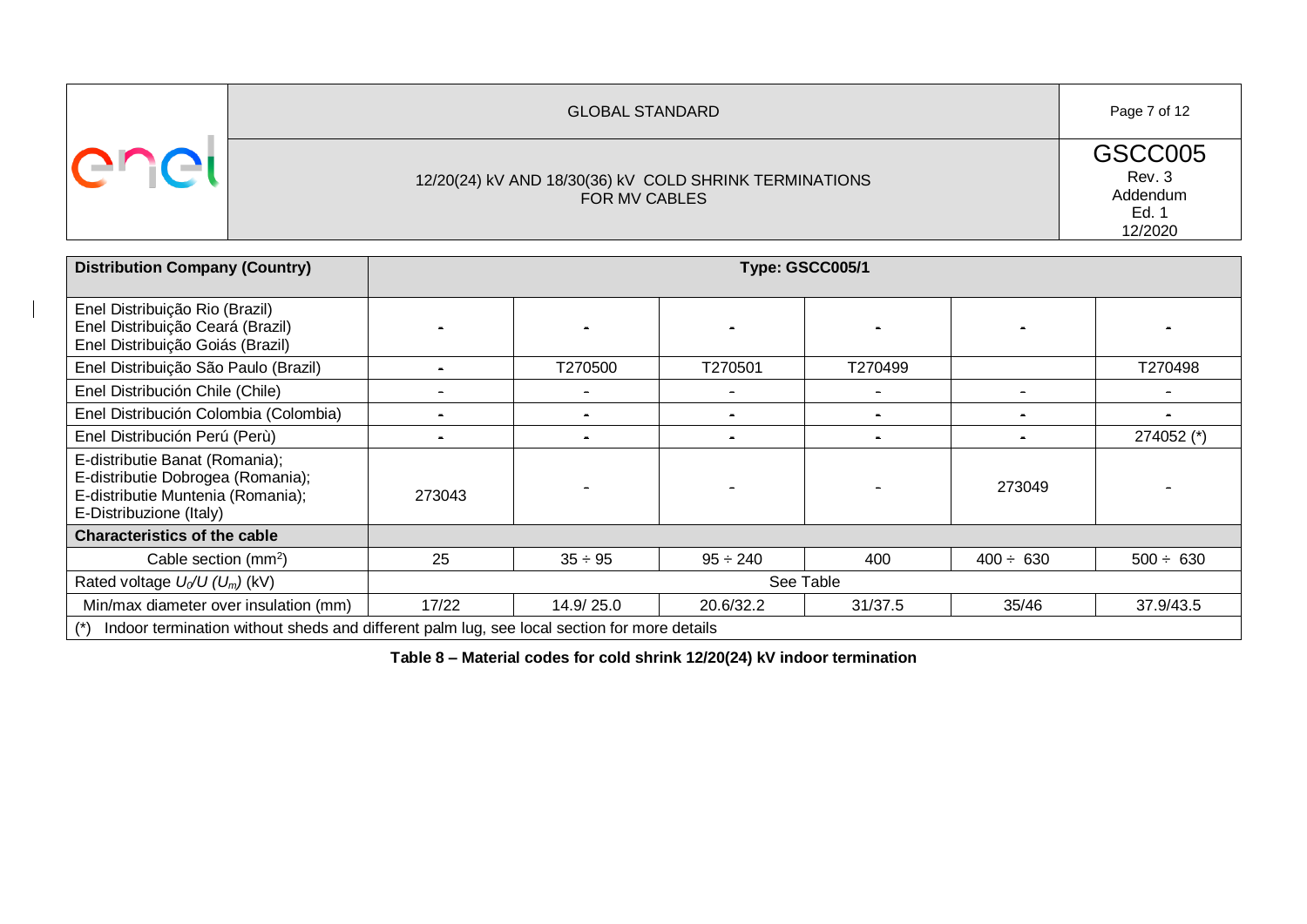| Distribution Company (Country) | Type: GSCC005/1 | | | | | |
|---|---|---|---|---|---|---|
| Enel Distribuição Rio (Brazil)<br>Enel Distribuição Ceará (Brazil)<br>Enel Distribuição Goiás (Brazil) | - | - | - | - | - | - |
| Enel Distribuição São Paulo (Brazil) | - | T270500 | T270501 | T270499 | | T270498 |
| Enel Distribución Chile (Chile) | - | - | - | - | - | - |
| Enel Distribución Colombia (Colombia) | - | - | - | - | - | - |
| Enel Distribución Perú (Perù) | - | - | - | - | - | 274052 (*) |
| E-distributie Banat (Romania);<br>E-distributie Dobrogea (Romania);<br>E-distributie Muntenia (Romania);<br>E-Distribuzione (Italy) | 273043 | - | - | - | 273049 | - |
| **Characteristics of the cable** | | | | | | |
| Cable section ($mm^2$) | 25 | 35 ÷ 95 | 95 ÷ 240 | 400 | 400 ÷ 630 | 500 ÷ 630 |
| Rated voltage $U_0/U$ ($U_m$) (kV) | See Table | | | | | |
| Min/max diameter over insulation (mm) | 17/22 | 14.9/ 25.0 | 20.6/32.2 | 31/37.5 | 35/46 | 37.9/43.5 |
| (*) Indoor termination without sheds and different palm lug, see local section for more details | | | | | | |

**Table 8 – Material codes for cold shrink 12/20(24) kV indoor termination**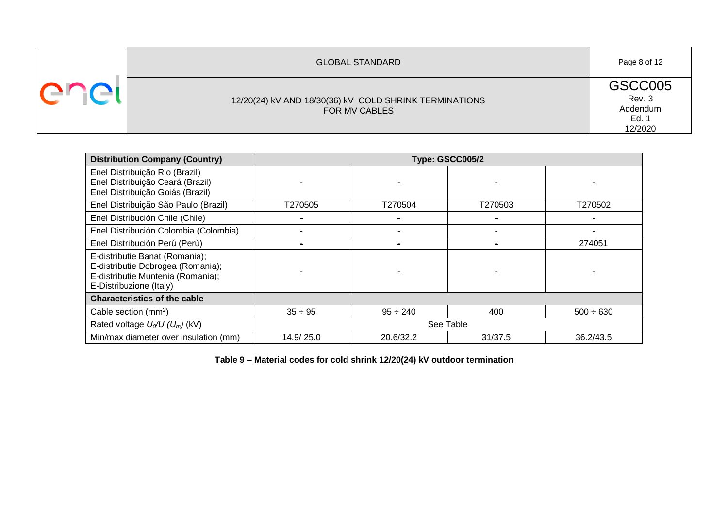| Distribution Company (Country) | Type: GSCC005/2 | | | |
|---|---|---|---|---|
| Enel Distribuição Rio (Brazil)<br>Enel Distribuição Ceará (Brazil)<br>Enel Distribuição Goiás (Brazil) | - | - | - | - |
| Enel Distribuição São Paulo (Brazil) | T270505 | T270504 | T270503 | T270502 |
| Enel Distribución Chile (Chile) | - | - | - | - |
| Enel Distribución Colombia (Colombia) | - | - | - | - |
| Enel Distribución Perú (Perù) | - | - | - | 274051 |
| E-distributie Banat (Romania);<br>E-distributie Dobrogea (Romania);<br>E-distributie Muntenia (Romania);<br>E-Distribuzione (Italy) | - | - | - | - |
| **Characteristics of the cable** | | | | |
| Cable section (mm²) | 35 ÷ 95 | 95 ÷ 240 | 400 | 500 ÷ 630 |
| Rated voltage $U_0/U$ ($U_m$) (kV) | See Table | | | |
| Min/max diameter over insulation (mm) | 14.9/ 25.0 | 20.6/32.2 | 31/37.5 | 36.2/43.5 |

**Table 9 – Material codes for cold shrink 12/20(24) kV outdoor termination**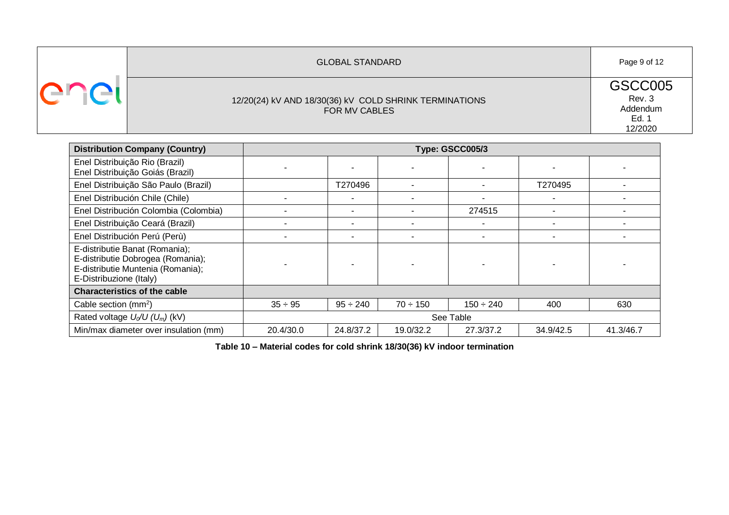| Distribution Company (Country) | Type: GSCC005/3 | | | | | |
|---|---|---|---|---|---|---|
| Enel Distribuição Rio (Brazil)<br>Enel Distribuição Goiás (Brazil) | - | - | - | - | - | - |
| Enel Distribuição São Paulo (Brazil) | | T270496 | - | - | T270495 | - |
| Enel Distribución Chile (Chile) | - | - | - | - | - | - |
| Enel Distribución Colombia (Colombia) | - | - | - | 274515 | - | - |
| Enel Distribuição Ceará (Brazil) | - | - | - | - | - | - |
| Enel Distribución Perú (Perù) | - | - | - | - | - | - |
| E-distributie Banat (Romania);<br>E-distributie Dobrogea (Romania);<br>E-distributie Muntenia (Romania);<br>E-Distribuzione (Italy) | - | - | - | - | - | - |
| **Characteristics of the cable** | | | | | | |
| Cable section (mm²) | 35 ÷ 95 | 95 ÷ 240 | 70 ÷ 150 | 150 ÷ 240 | 400 | 630 |
| Rated voltage $U_o/U$ ($U_m$) (kV) | See Table | | | | | |
| Min/max diameter over insulation (mm) | 20.4/30.0 | 24.8/37.2 | 19.0/32.2 | 27.3/37.2 | 34.9/42.5 | 41.3/46.7 |

**Table 10 – Material codes for cold shrink 18/30(36) kV indoor termination**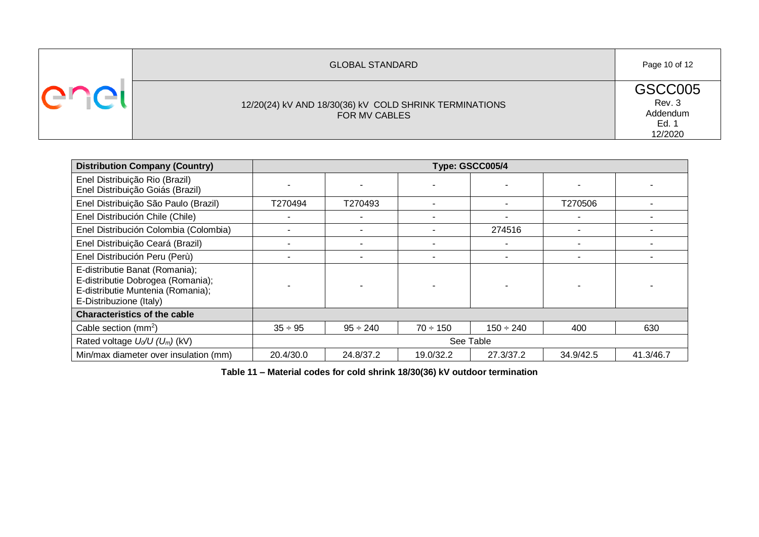| Distribution Company (Country) | Type: GSCC005/4 | | | | | |
|---|---|---|---|---|---|---|
| Enel Distribuição Rio (Brazil)<br>Enel Distribuição Goiás (Brazil) | - | - | - | - | - | - |
| Enel Distribuição São Paulo (Brazil) | T270494 | T270493 | - | - | T270506 | - |
| Enel Distribución Chile (Chile) | - | - | - | - | - | - |
| Enel Distribución Colombia (Colombia) | - | - | - | 274516 | - | - |
| Enel Distribuição Ceará (Brazil) | - | - | - | - | - | - |
| Enel Distribución Peru (Perù) | - | - | - | - | - | - |
| E-distributie Banat (Romania);<br>E-distributie Dobrogea (Romania);<br>E-distributie Muntenia (Romania);<br>E-Distribuzione (Italy) | - | - | - | - | - | - |
| **Characteristics of the cable** | | | | | | |
| Cable section (mm$^2$) | 35 ÷ 95 | 95 ÷ 240 | 70 ÷ 150 | 150 ÷ 240 | 400 | 630 |
| Rated voltage $U_0/U$ ($U_m$) (kV) | See Table | | | | | |
| Min/max diameter over insulation (mm) | 20.4/30.0 | 24.8/37.2 | 19.0/32.2 | 27.3/37.2 | 34.9/42.5 | 41.3/46.7 |

**Table 11 – Material codes for cold shrink 18/30(36) kV outdoor termination**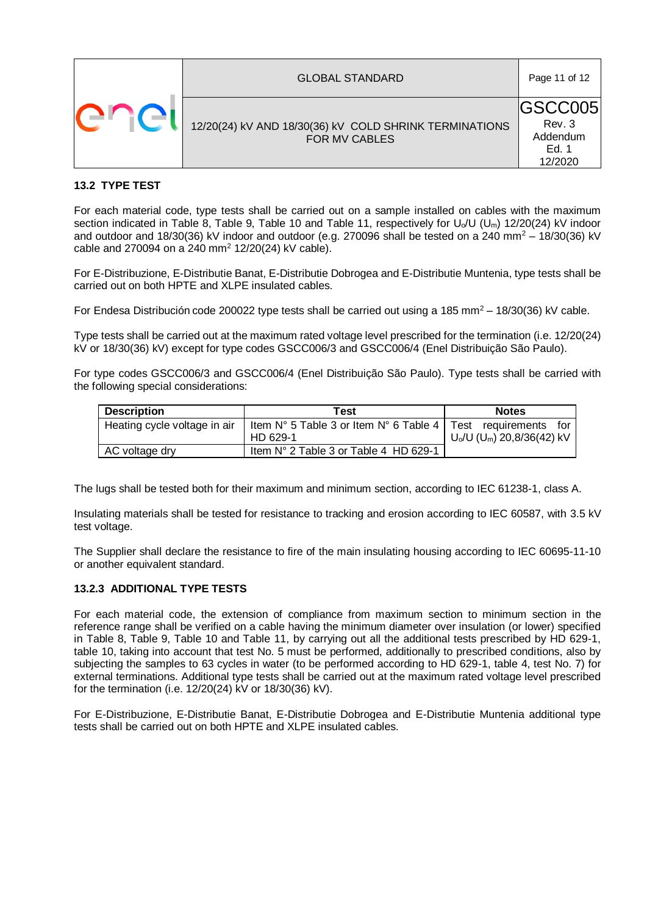### 13.2 TYPE TEST

For each material code, type tests shall be carried out on a sample installed on cables with the maximum section indicated in Table 8, Table 9, Table 10 and Table 11, respectively for $U_o/U$ ($U_m$) 12/20(24) kV indoor and outdoor and 18/30(36) kV indoor and outdoor (e.g. 270096 shall be tested on a 240 mm$^2$ – 18/30(36) kV cable and 270094 on a 240 mm$^2$ 12/20(24) kV cable).

For E-Distribuzione, E-Distributie Banat, E-Distributie Dobrogea and E-Distributie Muntenia, type tests shall be carried out on both HPTE and XLPE insulated cables.

For Endesa Distribución code 200022 type tests shall be carried out using a 185 mm$^2$ – 18/30(36) kV cable.

Type tests shall be carried out at the maximum rated voltage level prescribed for the termination (i.e. 12/20(24) kV or 18/30(36) kV) except for type codes GSCC006/3 and GSCC006/4 (Enel Distribuição São Paulo).

For type codes GSCC006/3 and GSCC006/4 (Enel Distribuição São Paulo). Type tests shall be carried with the following special considerations:

| Description | Test | Notes |
|---|---|---|
| Heating cycle voltage in air | Item N° 5 Table 3 or Item N° 6 Table 4 HD 629-1 | Test requirements for $U_o/U$ ($U_m$) 20,8/36(42) kV |
| AC voltage dry | Item N° 2 Table 3 or Table 4 HD 629-1 | |

The lugs shall be tested both for their maximum and minimum section, according to IEC 61238-1, class A.

Insulating materials shall be tested for resistance to tracking and erosion according to IEC 60587, with 3.5 kV test voltage.

The Supplier shall declare the resistance to fire of the main insulating housing according to IEC 60695-11-10 or another equivalent standard.

#### 13.2.3 ADDITIONAL TYPE TESTS

For each material code, the extension of compliance from maximum section to minimum section in the reference range shall be verified on a cable having the minimum diameter over insulation (or lower) specified in Table 8, Table 9, Table 10 and Table 11, by carrying out all the additional tests prescribed by HD 629-1, table 10, taking into account that test No. 5 must be performed, additionally to prescribed conditions, also by subjecting the samples to 63 cycles in water (to be performed according to HD 629-1, table 4, test No. 7) for external terminations. Additional type tests shall be carried out at the maximum rated voltage level prescribed for the termination (i.e. 12/20(24) kV or 18/30(36) kV).

For E-Distribuzione, E-Distributie Banat, E-Distributie Dobrogea and E-Distributie Muntenia additional type tests shall be carried out on both HPTE and XLPE insulated cables.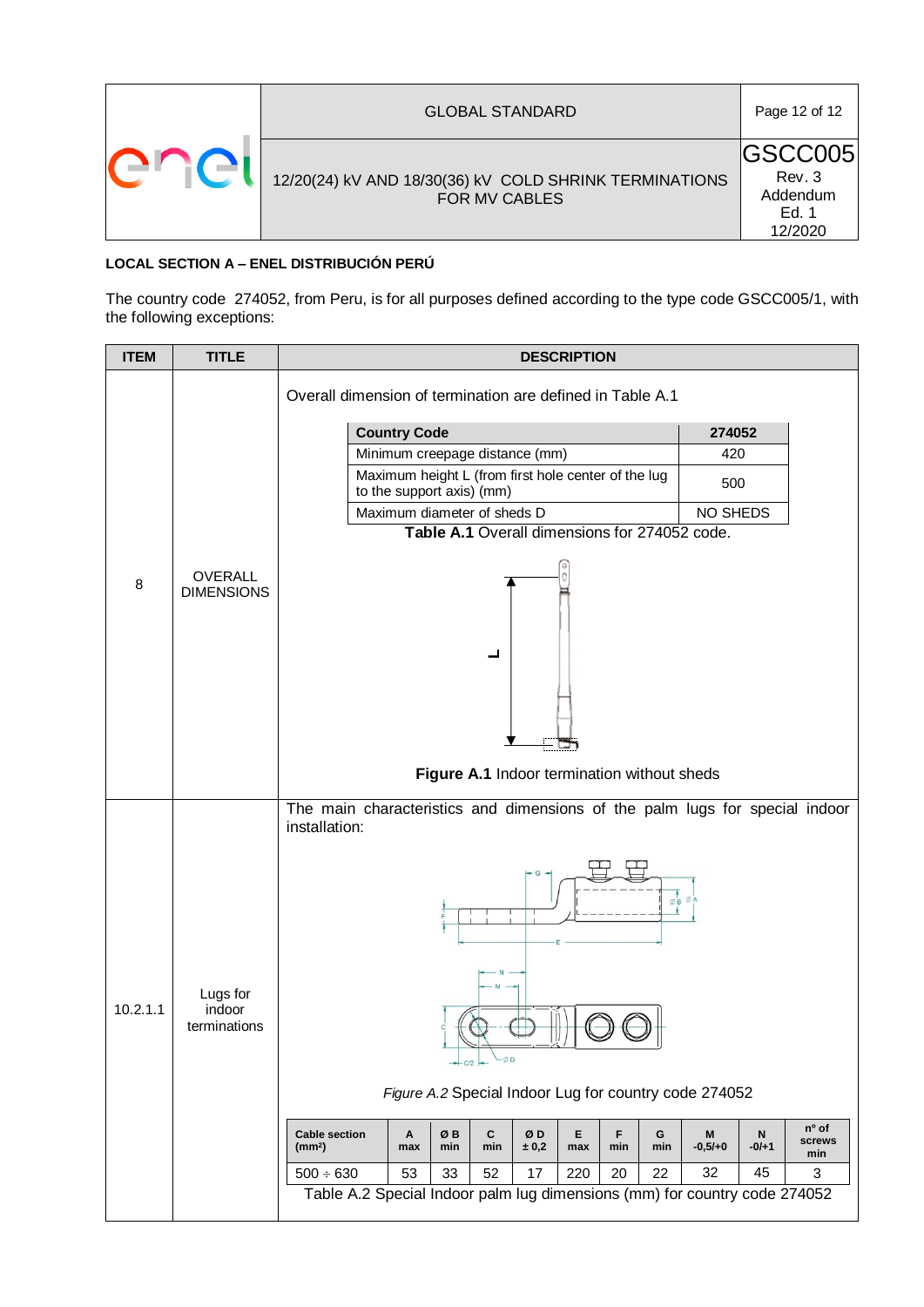**LOCAL SECTION A – ENEL DISTRIBUCIÓN PERÚ**

The country code 274052, from Peru, is for all purposes defined according to the type code GSCC005/1, with the following exceptions:

| ITEM | TITLE | DESCRIPTION |
|---|---|---|
| 8 | OVERALL DIMENSIONS | Overall dimension of termination are defined in Table A.1 |

| Country Code | 274052 |
|---|---|
| Minimum creepage distance (mm) | 420 |
| Maximum height L (from first hole center of the lug to the support axis) (mm) | 500 |
| Maximum diameter of sheds D | NO SHEDS |

**Table A.1** Overall dimensions for 274052 code.

L

**Figure A.1** Indoor termination without sheds

| ITEM | TITLE | DESCRIPTION |
|---|---|---|
| 10.2.1.1 | Lugs for indoor terminations | The main characteristics and dimensions of the palm lugs for special indoor installation: |

G, ØB, ØA, F, E, N, M, C, C/2, ØD

*Figure A.2* Special Indoor Lug for country code 274052

| Cable section (mm²) | A max | Ø B min | C min | Ø D ± 0,2 | E max | F min | G min | M -0,5/+0 | N -0/+1 | nº of screws min |
|---|---|---|---|---|---|---|---|---|---|---|
| 500 ÷ 630 | 53 | 33 | 52 | 17 | 220 | 20 | 22 | 32 | 45 | 3 |

Table A.2 Special Indoor palm lug dimensions (mm) for country code 274052